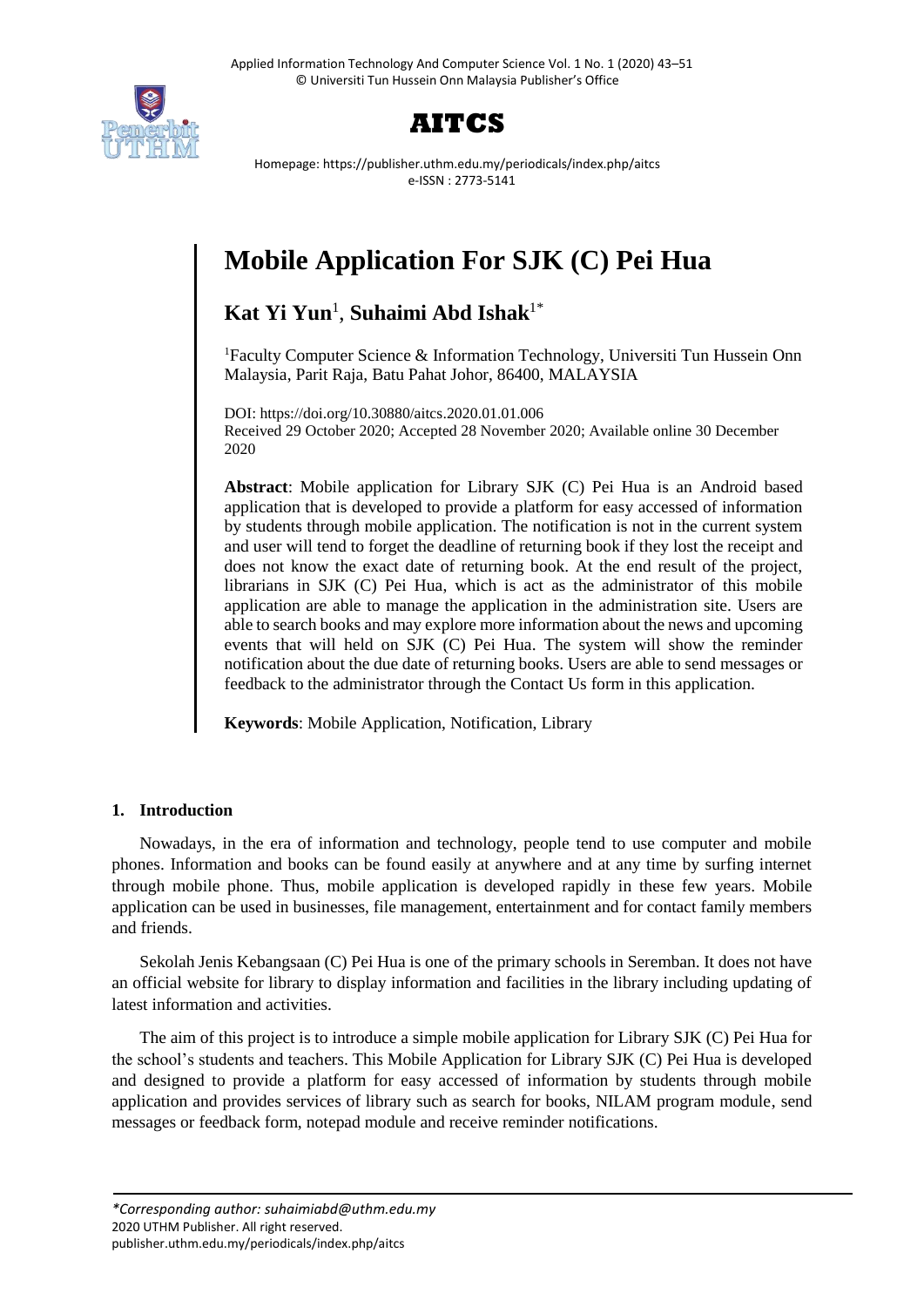# AITCS

Homepage: https://publisher.uthm.edu.my/periodicals/index.php/aitcs
e-ISSN : 2773-5141

# Mobile Application For SJK (C) Pei Hua

**Kat Yi Yun**[1], **Suhaimi Abd Ishak**[1*]

[1]Faculty Computer Science & Information Technology, Universiti Tun Hussein Onn Malaysia, Parit Raja, Batu Pahat Johor, 86400, MALAYSIA

DOI: https://doi.org/10.30880/aitcs.2020.01.01.006
Received 29 October 2020; Accepted 28 November 2020; Available online 30 December 2020

**Abstract**: Mobile application for Library SJK (C) Pei Hua is an Android based application that is developed to provide a platform for easy accessed of information by students through mobile application. The notification is not in the current system and user will tend to forget the deadline of returning book if they lost the receipt and does not know the exact date of returning book. At the end result of the project, librarians in SJK (C) Pei Hua, which is act as the administrator of this mobile application are able to manage the application in the administration site. Users are able to search books and may explore more information about the news and upcoming events that will held on SJK (C) Pei Hua. The system will show the reminder notification about the due date of returning books. Users are able to send messages or feedback to the administrator through the Contact Us form in this application.

**Keywords**: Mobile Application, Notification, Library

## 1. Introduction

Nowadays, in the era of information and technology, people tend to use computer and mobile phones. Information and books can be found easily at anywhere and at any time by surfing internet through mobile phone. Thus, mobile application is developed rapidly in these few years. Mobile application can be used in businesses, file management, entertainment and for contact family members and friends.

Sekolah Jenis Kebangsaan (C) Pei Hua is one of the primary schools in Seremban. It does not have an official website for library to display information and facilities in the library including updating of latest information and activities.

The aim of this project is to introduce a simple mobile application for Library SJK (C) Pei Hua for the school's students and teachers. This Mobile Application for Library SJK (C) Pei Hua is developed and designed to provide a platform for easy accessed of information by students through mobile application and provides services of library such as search for books, NILAM program module, send messages or feedback form, notepad module and receive reminder notifications.

*\*Corresponding author: suhaimiabd@uthm.edu.my*
2020 UTHM Publisher. All right reserved.
publisher.uthm.edu.my/periodicals/index.php/aitcs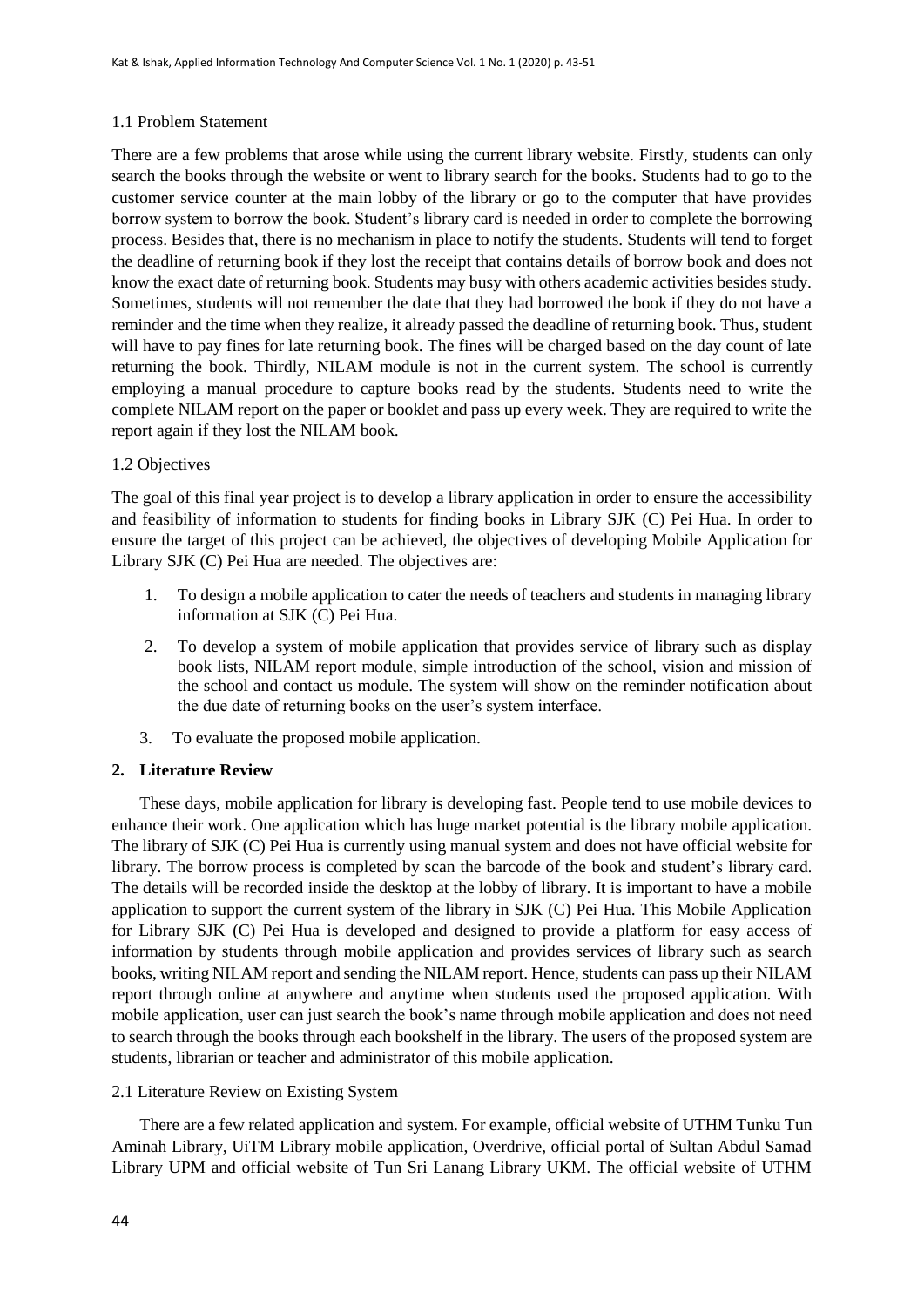### 1.1 Problem Statement

There are a few problems that arose while using the current library website. Firstly, students can only search the books through the website or went to library search for the books. Students had to go to the customer service counter at the main lobby of the library or go to the computer that have provides borrow system to borrow the book. Student's library card is needed in order to complete the borrowing process. Besides that, there is no mechanism in place to notify the students. Students will tend to forget the deadline of returning book if they lost the receipt that contains details of borrow book and does not know the exact date of returning book. Students may busy with others academic activities besides study. Sometimes, students will not remember the date that they had borrowed the book if they do not have a reminder and the time when they realize, it already passed the deadline of returning book. Thus, student will have to pay fines for late returning book. The fines will be charged based on the day count of late returning the book. Thirdly, NILAM module is not in the current system. The school is currently employing a manual procedure to capture books read by the students. Students need to write the complete NILAM report on the paper or booklet and pass up every week. They are required to write the report again if they lost the NILAM book.

### 1.2 Objectives

The goal of this final year project is to develop a library application in order to ensure the accessibility and feasibility of information to students for finding books in Library SJK (C) Pei Hua. In order to ensure the target of this project can be achieved, the objectives of developing Mobile Application for Library SJK (C) Pei Hua are needed. The objectives are:

1. To design a mobile application to cater the needs of teachers and students in managing library information at SJK (C) Pei Hua.
2. To develop a system of mobile application that provides service of library such as display book lists, NILAM report module, simple introduction of the school, vision and mission of the school and contact us module. The system will show on the reminder notification about the due date of returning books on the user's system interface.
3. To evaluate the proposed mobile application.

## 2. Literature Review

These days, mobile application for library is developing fast. People tend to use mobile devices to enhance their work. One application which has huge market potential is the library mobile application. The library of SJK (C) Pei Hua is currently using manual system and does not have official website for library. The borrow process is completed by scan the barcode of the book and student's library card. The details will be recorded inside the desktop at the lobby of library. It is important to have a mobile application to support the current system of the library in SJK (C) Pei Hua. This Mobile Application for Library SJK (C) Pei Hua is developed and designed to provide a platform for easy access of information by students through mobile application and provides services of library such as search books, writing NILAM report and sending the NILAM report. Hence, students can pass up their NILAM report through online at anywhere and anytime when students used the proposed application. With mobile application, user can just search the book's name through mobile application and does not need to search through the books through each bookshelf in the library. The users of the proposed system are students, librarian or teacher and administrator of this mobile application.

### 2.1 Literature Review on Existing System

There are a few related application and system. For example, official website of UTHM Tunku Tun Aminah Library, UiTM Library mobile application, Overdrive, official portal of Sultan Abdul Samad Library UPM and official website of Tun Sri Lanang Library UKM. The official website of UTHM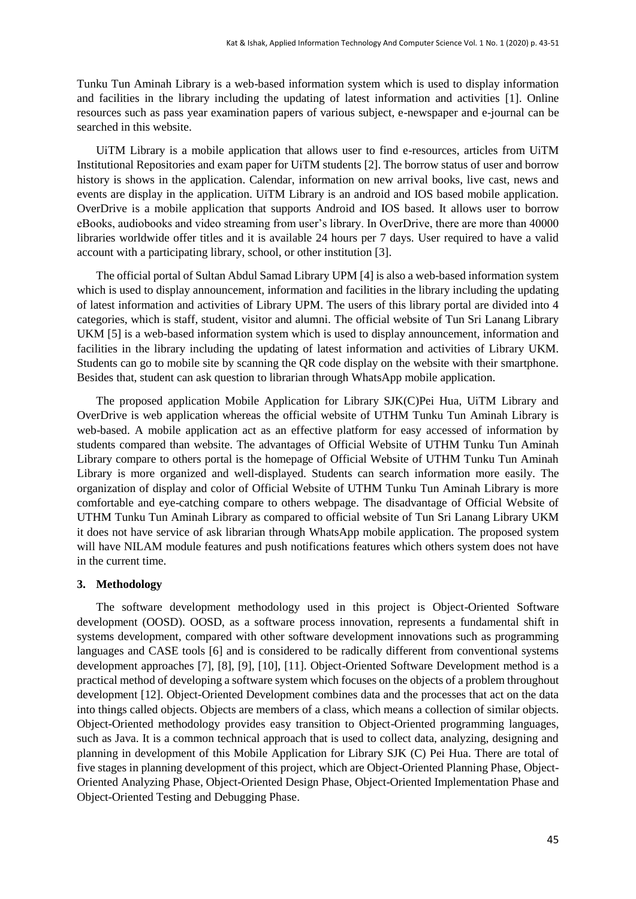Tunku Tun Aminah Library is a web-based information system which is used to display information and facilities in the library including the updating of latest information and activities [1]. Online resources such as pass year examination papers of various subject, e-newspaper and e-journal can be searched in this website.

UiTM Library is a mobile application that allows user to find e-resources, articles from UiTM Institutional Repositories and exam paper for UiTM students [2]. The borrow status of user and borrow history is shows in the application. Calendar, information on new arrival books, live cast, news and events are display in the application. UiTM Library is an android and IOS based mobile application. OverDrive is a mobile application that supports Android and IOS based. It allows user to borrow eBooks, audiobooks and video streaming from user's library. In OverDrive, there are more than 40000 libraries worldwide offer titles and it is available 24 hours per 7 days. User required to have a valid account with a participating library, school, or other institution [3].

The official portal of Sultan Abdul Samad Library UPM [4] is also a web-based information system which is used to display announcement, information and facilities in the library including the updating of latest information and activities of Library UPM. The users of this library portal are divided into 4 categories, which is staff, student, visitor and alumni. The official website of Tun Sri Lanang Library UKM [5] is a web-based information system which is used to display announcement, information and facilities in the library including the updating of latest information and activities of Library UKM. Students can go to mobile site by scanning the QR code display on the website with their smartphone. Besides that, student can ask question to librarian through WhatsApp mobile application.

The proposed application Mobile Application for Library SJK(C)Pei Hua, UiTM Library and OverDrive is web application whereas the official website of UTHM Tunku Tun Aminah Library is web-based. A mobile application act as an effective platform for easy accessed of information by students compared than website. The advantages of Official Website of UTHM Tunku Tun Aminah Library compare to others portal is the homepage of Official Website of UTHM Tunku Tun Aminah Library is more organized and well-displayed. Students can search information more easily. The organization of display and color of Official Website of UTHM Tunku Tun Aminah Library is more comfortable and eye-catching compare to others webpage. The disadvantage of Official Website of UTHM Tunku Tun Aminah Library as compared to official website of Tun Sri Lanang Library UKM it does not have service of ask librarian through WhatsApp mobile application. The proposed system will have NILAM module features and push notifications features which others system does not have in the current time.

## 3. Methodology

The software development methodology used in this project is Object-Oriented Software development (OOSD). OOSD, as a software process innovation, represents a fundamental shift in systems development, compared with other software development innovations such as programming languages and CASE tools [6] and is considered to be radically different from conventional systems development approaches [7], [8], [9], [10], [11]. Object-Oriented Software Development method is a practical method of developing a software system which focuses on the objects of a problem throughout development [12]. Object-Oriented Development combines data and the processes that act on the data into things called objects. Objects are members of a class, which means a collection of similar objects. Object-Oriented methodology provides easy transition to Object-Oriented programming languages, such as Java. It is a common technical approach that is used to collect data, analyzing, designing and planning in development of this Mobile Application for Library SJK (C) Pei Hua. There are total of five stages in planning development of this project, which are Object-Oriented Planning Phase, Object-Oriented Analyzing Phase, Object-Oriented Design Phase, Object-Oriented Implementation Phase and Object-Oriented Testing and Debugging Phase.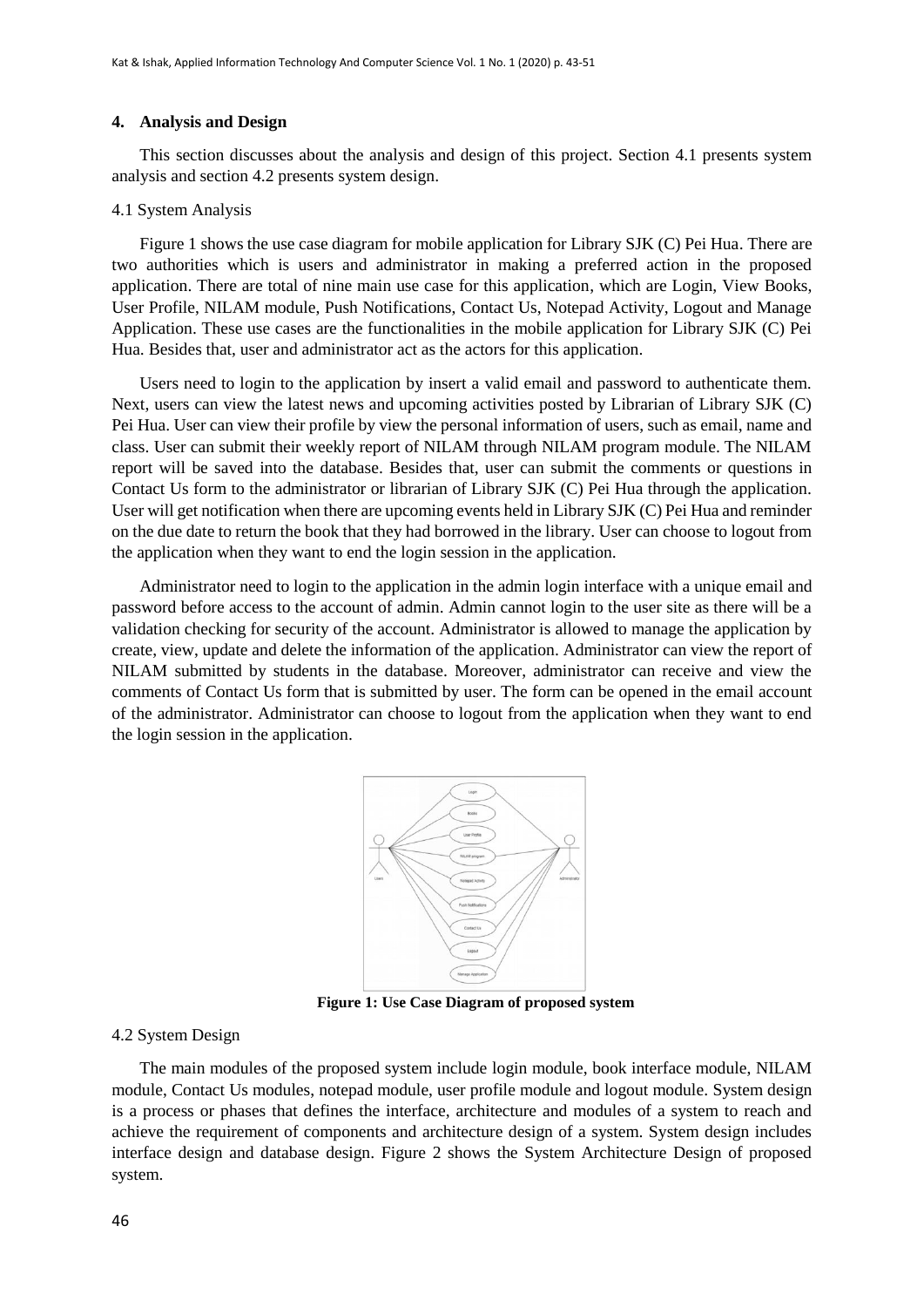## 4. Analysis and Design

This section discusses about the analysis and design of this project. Section 4.1 presents system analysis and section 4.2 presents system design.

### 4.1 System Analysis

Figure 1 shows the use case diagram for mobile application for Library SJK (C) Pei Hua. There are two authorities which is users and administrator in making a preferred action in the proposed application. There are total of nine main use case for this application, which are Login, View Books, User Profile, NILAM module, Push Notifications, Contact Us, Notepad Activity, Logout and Manage Application. These use cases are the functionalities in the mobile application for Library SJK (C) Pei Hua. Besides that, user and administrator act as the actors for this application.

Users need to login to the application by insert a valid email and password to authenticate them. Next, users can view the latest news and upcoming activities posted by Librarian of Library SJK (C) Pei Hua. User can view their profile by view the personal information of users, such as email, name and class. User can submit their weekly report of NILAM through NILAM program module. The NILAM report will be saved into the database. Besides that, user can submit the comments or questions in Contact Us form to the administrator or librarian of Library SJK (C) Pei Hua through the application. User will get notification when there are upcoming events held in Library SJK (C) Pei Hua and reminder on the due date to return the book that they had borrowed in the library. User can choose to logout from the application when they want to end the login session in the application.

Administrator need to login to the application in the admin login interface with a unique email and password before access to the account of admin. Admin cannot login to the user site as there will be a validation checking for security of the account. Administrator is allowed to manage the application by create, view, update and delete the information of the application. Administrator can view the report of NILAM submitted by students in the database. Moreover, administrator can receive and view the comments of Contact Us form that is submitted by user. The form can be opened in the email account of the administrator. Administrator can choose to logout from the application when they want to end the login session in the application.

**Figure 1: Use Case Diagram of proposed system**

### 4.2 System Design

The main modules of the proposed system include login module, book interface module, NILAM module, Contact Us modules, notepad module, user profile module and logout module. System design is a process or phases that defines the interface, architecture and modules of a system to reach and achieve the requirement of components and architecture design of a system. System design includes interface design and database design. Figure 2 shows the System Architecture Design of proposed system.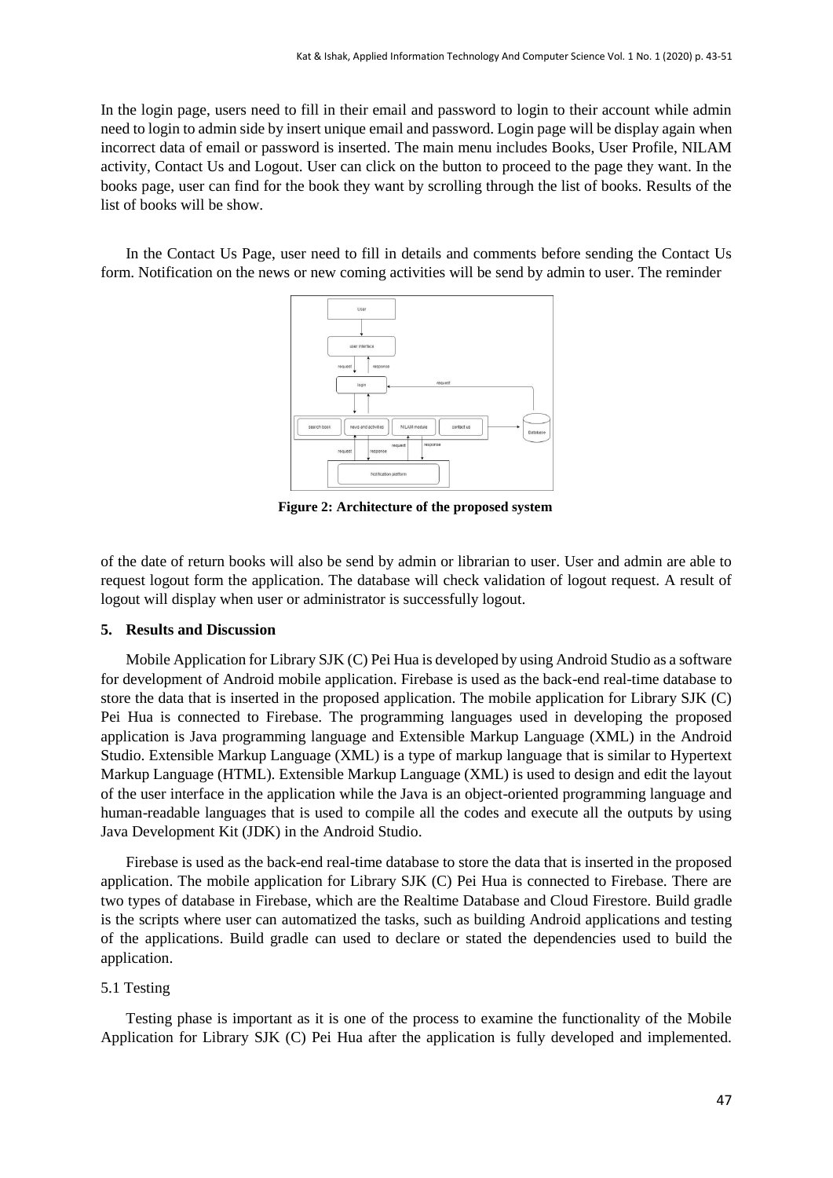In the login page, users need to fill in their email and password to login to their account while admin need to login to admin side by insert unique email and password. Login page will be display again when incorrect data of email or password is inserted. The main menu includes Books, User Profile, NILAM activity, Contact Us and Logout. User can click on the button to proceed to the page they want. In the books page, user can find for the book they want by scrolling through the list of books. Results of the list of books will be show.

In the Contact Us Page, user need to fill in details and comments before sending the Contact Us form. Notification on the news or new coming activities will be send by admin to user. The reminder

**Figure 2: Architecture of the proposed system**

of the date of return books will also be send by admin or librarian to user. User and admin are able to request logout form the application. The database will check validation of logout request. A result of logout will display when user or administrator is successfully logout.

## 5. Results and Discussion

Mobile Application for Library SJK (C) Pei Hua is developed by using Android Studio as a software for development of Android mobile application. Firebase is used as the back-end real-time database to store the data that is inserted in the proposed application. The mobile application for Library SJK (C) Pei Hua is connected to Firebase. The programming languages used in developing the proposed application is Java programming language and Extensible Markup Language (XML) in the Android Studio. Extensible Markup Language (XML) is a type of markup language that is similar to Hypertext Markup Language (HTML). Extensible Markup Language (XML) is used to design and edit the layout of the user interface in the application while the Java is an object-oriented programming language and human-readable languages that is used to compile all the codes and execute all the outputs by using Java Development Kit (JDK) in the Android Studio.

Firebase is used as the back-end real-time database to store the data that is inserted in the proposed application. The mobile application for Library SJK (C) Pei Hua is connected to Firebase. There are two types of database in Firebase, which are the Realtime Database and Cloud Firestore. Build gradle is the scripts where user can automatized the tasks, such as building Android applications and testing of the applications. Build gradle can used to declare or stated the dependencies used to build the application.

### 5.1 Testing

Testing phase is important as it is one of the process to examine the functionality of the Mobile Application for Library SJK (C) Pei Hua after the application is fully developed and implemented.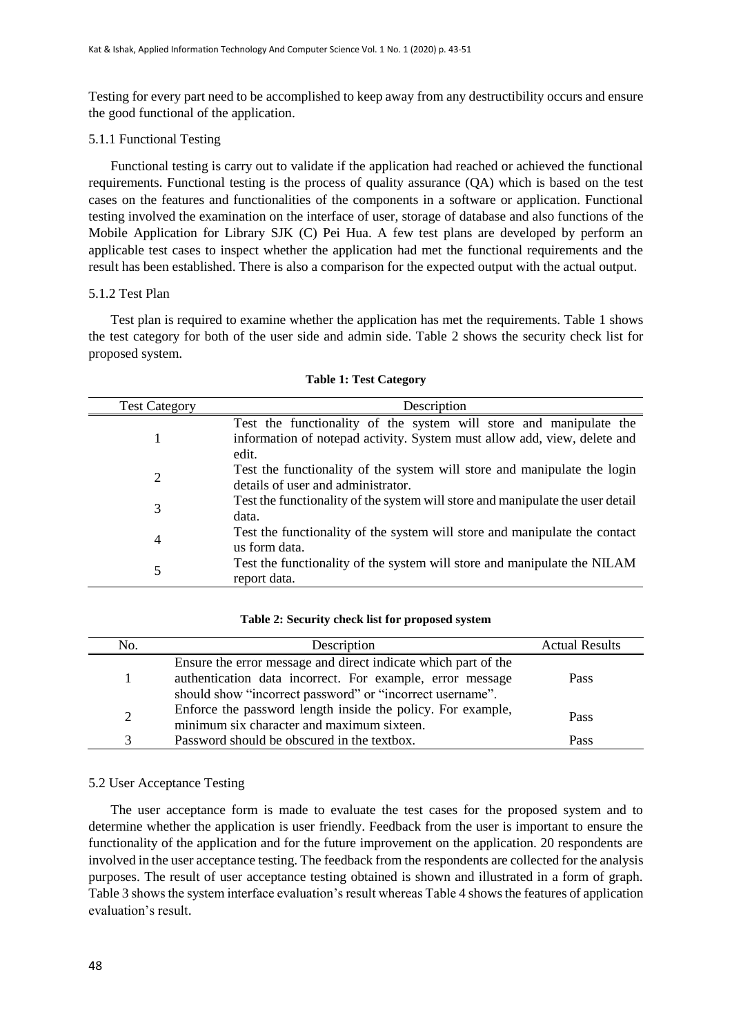Testing for every part need to be accomplished to keep away from any destructibility occurs and ensure the good functional of the application.

### 5.1.1 Functional Testing

Functional testing is carry out to validate if the application had reached or achieved the functional requirements. Functional testing is the process of quality assurance (QA) which is based on the test cases on the features and functionalities of the components in a software or application. Functional testing involved the examination on the interface of user, storage of database and also functions of the Mobile Application for Library SJK (C) Pei Hua. A few test plans are developed by perform an applicable test cases to inspect whether the application had met the functional requirements and the result has been established. There is also a comparison for the expected output with the actual output.

### 5.1.2 Test Plan

Test plan is required to examine whether the application has met the requirements. Table 1 shows the test category for both of the user side and admin side. Table 2 shows the security check list for proposed system.

**Table 1: Test Category**

| Test Category | Description |
|---|---|
| 1 | Test the functionality of the system will store and manipulate the information of notepad activity. System must allow add, view, delete and edit. |
| 2 | Test the functionality of the system will store and manipulate the login details of user and administrator. |
| 3 | Test the functionality of the system will store and manipulate the user detail data. |
| 4 | Test the functionality of the system will store and manipulate the contact us form data. |
| 5 | Test the functionality of the system will store and manipulate the NILAM report data. |

**Table 2: Security check list for proposed system**

| No. | Description | Actual Results |
|---|---|---|
| 1 | Ensure the error message and direct indicate which part of the authentication data incorrect. For example, error message should show "incorrect password" or "incorrect username". | Pass |
| 2 | Enforce the password length inside the policy. For example, minimum six character and maximum sixteen. | Pass |
| 3 | Password should be obscured in the textbox. | Pass |

## 5.2 User Acceptance Testing

The user acceptance form is made to evaluate the test cases for the proposed system and to determine whether the application is user friendly. Feedback from the user is important to ensure the functionality of the application and for the future improvement on the application. 20 respondents are involved in the user acceptance testing. The feedback from the respondents are collected for the analysis purposes. The result of user acceptance testing obtained is shown and illustrated in a form of graph. Table 3 shows the system interface evaluation's result whereas Table 4 shows the features of application evaluation's result.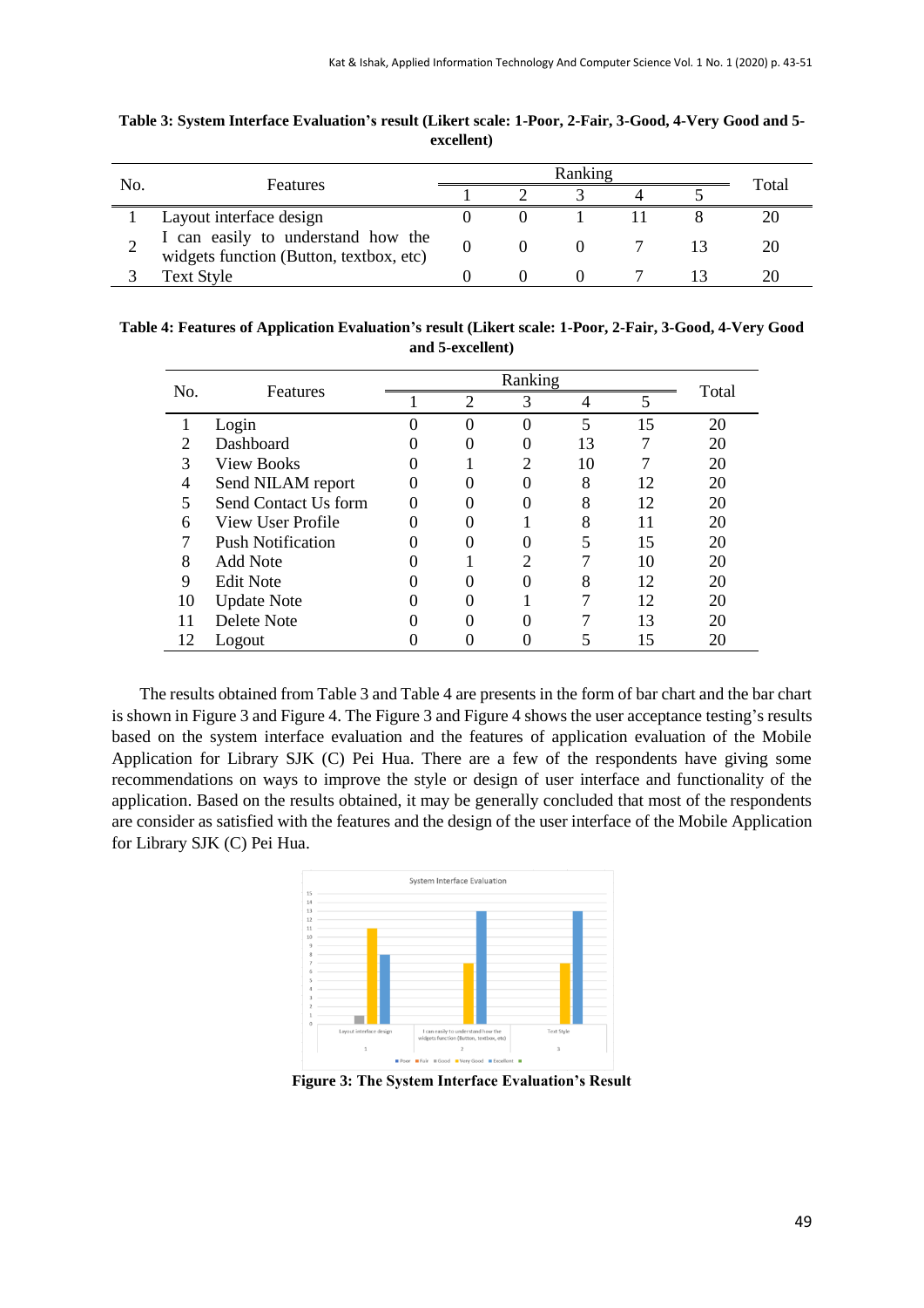**Table 3: System Interface Evaluation's result (Likert scale: 1-Poor, 2-Fair, 3-Good, 4-Very Good and 5-excellent)**

| No. | Features | Ranking | | | | | Total |
|---|---|---|---|---|---|---|---|
| | | 1 | 2 | 3 | 4 | 5 | |
| 1 | Layout interface design | 0 | 0 | 1 | 11 | 8 | 20 |
| 2 | I can easily to understand how the widgets function (Button, textbox, etc) | 0 | 0 | 0 | 7 | 13 | 20 |
| 3 | Text Style | 0 | 0 | 0 | 7 | 13 | 20 |

**Table 4: Features of Application Evaluation's result (Likert scale: 1-Poor, 2-Fair, 3-Good, 4-Very Good and 5-excellent)**

| No. | Features | Ranking | | | | | Total |
|---|---|---|---|---|---|---|---|
| | | 1 | 2 | 3 | 4 | 5 | |
| 1 | Login | 0 | 0 | 0 | 5 | 15 | 20 |
| 2 | Dashboard | 0 | 0 | 0 | 13 | 7 | 20 |
| 3 | View Books | 0 | 1 | 2 | 10 | 7 | 20 |
| 4 | Send NILAM report | 0 | 0 | 0 | 8 | 12 | 20 |
| 5 | Send Contact Us form | 0 | 0 | 0 | 8 | 12 | 20 |
| 6 | View User Profile | 0 | 0 | 1 | 8 | 11 | 20 |
| 7 | Push Notification | 0 | 0 | 0 | 5 | 15 | 20 |
| 8 | Add Note | 0 | 1 | 2 | 7 | 10 | 20 |
| 9 | Edit Note | 0 | 0 | 0 | 8 | 12 | 20 |
| 10 | Update Note | 0 | 0 | 1 | 7 | 12 | 20 |
| 11 | Delete Note | 0 | 0 | 0 | 7 | 13 | 20 |
| 12 | Logout | 0 | 0 | 0 | 5 | 15 | 20 |

The results obtained from Table 3 and Table 4 are presents in the form of bar chart and the bar chart is shown in Figure 3 and Figure 4. The Figure 3 and Figure 4 shows the user acceptance testing's results based on the system interface evaluation and the features of application evaluation of the Mobile Application for Library SJK (C) Pei Hua. There are a few of the respondents have giving some recommendations on ways to improve the style or design of user interface and functionality of the application. Based on the results obtained, it may be generally concluded that most of the respondents are consider as satisfied with the features and the design of the user interface of the Mobile Application for Library SJK (C) Pei Hua.

**Figure 3: The System Interface Evaluation's Result**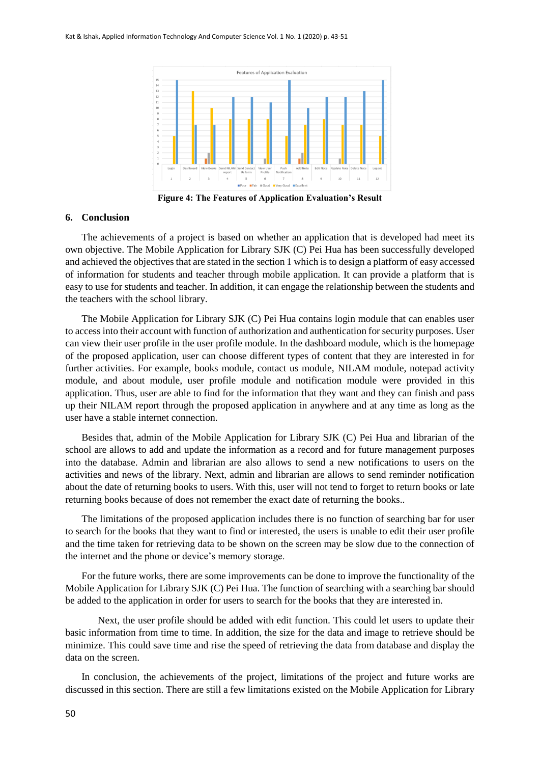**Figure 4: The Features of Application Evaluation's Result**

## 6. Conclusion

The achievements of a project is based on whether an application that is developed had meet its own objective. The Mobile Application for Library SJK (C) Pei Hua has been successfully developed and achieved the objectives that are stated in the section 1 which is to design a platform of easy accessed of information for students and teacher through mobile application. It can provide a platform that is easy to use for students and teacher. In addition, it can engage the relationship between the students and the teachers with the school library.

The Mobile Application for Library SJK (C) Pei Hua contains login module that can enables user to access into their account with function of authorization and authentication for security purposes. User can view their user profile in the user profile module. In the dashboard module, which is the homepage of the proposed application, user can choose different types of content that they are interested in for further activities. For example, books module, contact us module, NILAM module, notepad activity module, and about module, user profile module and notification module were provided in this application. Thus, user are able to find for the information that they want and they can finish and pass up their NILAM report through the proposed application in anywhere and at any time as long as the user have a stable internet connection.

Besides that, admin of the Mobile Application for Library SJK (C) Pei Hua and librarian of the school are allows to add and update the information as a record and for future management purposes into the database. Admin and librarian are also allows to send a new notifications to users on the activities and news of the library. Next, admin and librarian are allows to send reminder notification about the date of returning books to users. With this, user will not tend to forget to return books or late returning books because of does not remember the exact date of returning the books..

The limitations of the proposed application includes there is no function of searching bar for user to search for the books that they want to find or interested, the users is unable to edit their user profile and the time taken for retrieving data to be shown on the screen may be slow due to the connection of the internet and the phone or device's memory storage.

For the future works, there are some improvements can be done to improve the functionality of the Mobile Application for Library SJK (C) Pei Hua. The function of searching with a searching bar should be added to the application in order for users to search for the books that they are interested in.

Next, the user profile should be added with edit function. This could let users to update their basic information from time to time. In addition, the size for the data and image to retrieve should be minimize. This could save time and rise the speed of retrieving the data from database and display the data on the screen.

In conclusion, the achievements of the project, limitations of the project and future works are discussed in this section. There are still a few limitations existed on the Mobile Application for Library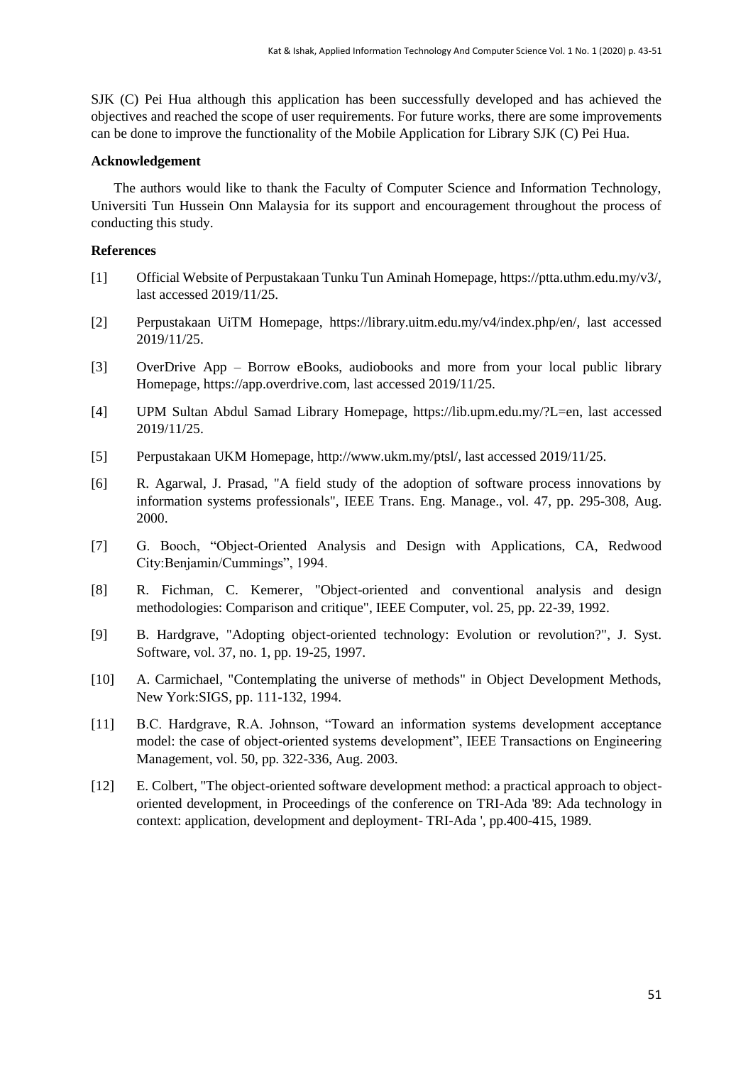SJK (C) Pei Hua although this application has been successfully developed and has achieved the objectives and reached the scope of user requirements. For future works, there are some improvements can be done to improve the functionality of the Mobile Application for Library SJK (C) Pei Hua.

## Acknowledgement

The authors would like to thank the Faculty of Computer Science and Information Technology, Universiti Tun Hussein Onn Malaysia for its support and encouragement throughout the process of conducting this study.

## References

[1] Official Website of Perpustakaan Tunku Tun Aminah Homepage, https://ptta.uthm.edu.my/v3/, last accessed 2019/11/25.

[2] Perpustakaan UiTM Homepage, https://library.uitm.edu.my/v4/index.php/en/, last accessed 2019/11/25.

[3] OverDrive App – Borrow eBooks, audiobooks and more from your local public library Homepage, https://app.overdrive.com, last accessed 2019/11/25.

[4] UPM Sultan Abdul Samad Library Homepage, https://lib.upm.edu.my/?L=en, last accessed 2019/11/25.

[5] Perpustakaan UKM Homepage, http://www.ukm.my/ptsl/, last accessed 2019/11/25.

[6] R. Agarwal, J. Prasad, "A field study of the adoption of software process innovations by information systems professionals", IEEE Trans. Eng. Manage., vol. 47, pp. 295-308, Aug. 2000.

[7] G. Booch, "Object-Oriented Analysis and Design with Applications, CA, Redwood City:Benjamin/Cummings", 1994.

[8] R. Fichman, C. Kemerer, "Object-oriented and conventional analysis and design methodologies: Comparison and critique", IEEE Computer, vol. 25, pp. 22-39, 1992.

[9] B. Hardgrave, "Adopting object-oriented technology: Evolution or revolution?", J. Syst. Software, vol. 37, no. 1, pp. 19-25, 1997.

[10] A. Carmichael, "Contemplating the universe of methods" in Object Development Methods, New York:SIGS, pp. 111-132, 1994.

[11] B.C. Hardgrave, R.A. Johnson, "Toward an information systems development acceptance model: the case of object-oriented systems development", IEEE Transactions on Engineering Management, vol. 50, pp. 322-336, Aug. 2003.

[12] E. Colbert, "The object-oriented software development method: a practical approach to object-oriented development, in Proceedings of the conference on TRI-Ada '89: Ada technology in context: application, development and deployment- TRI-Ada ', pp.400-415, 1989.